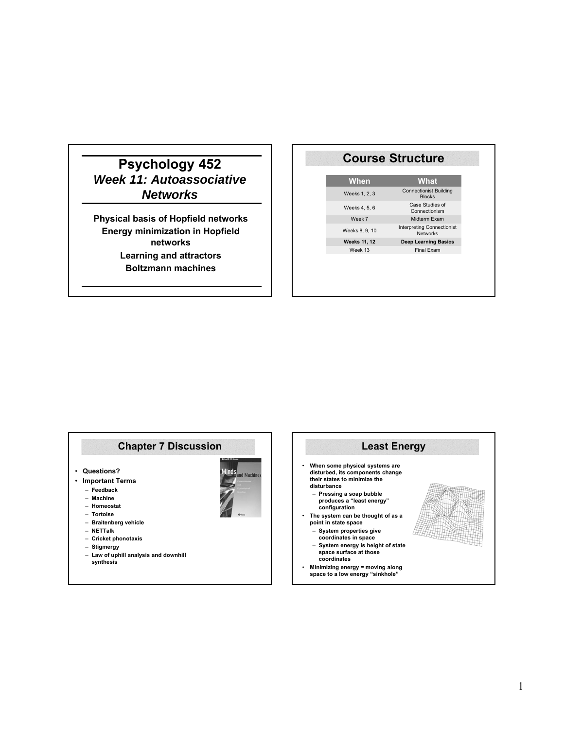# Psychology 452

## *Week 11: Autoassociative Networks*

**Physical basis of Hopfield networks**

**Energy minimization in Hopfield networks**

**Learning and attractors**

**Boltzmann machines**

## Course Structure

| When | What |
|---|---|
| Weeks 1, 2, 3 | Connectionist Building Blocks |
| Weeks 4, 5, 6 | Case Studies of Connectionism |
| Week 7 | Midterm Exam |
| Weeks 8, 9, 10 | Interpreting Connectionist Networks |
| **Weeks 11, 12** | **Deep Learning Basics** |
| Week 13 | Final Exam |

## Chapter 7 Discussion

- **Questions?**
- **Important Terms**
  - **Feedback**
  - **Machine**
  - **Homeostat**
  - **Tortoise**
  - **Braitenberg vehicle**
  - **NETTalk**
  - **Cricket phonotaxis**
  - **Stigmergy**
  - **Law of uphill analysis and downhill synthesis**

## Least Energy

- **When some physical systems are disturbed, its components change their states to minimize the disturbance**
  - **Pressing a soap bubble produces a "least energy" configuration**
- **The system can be thought of as a point in state space**
  - **System properties give coordinates in space**
  - **System energy is height of state space surface at those coordinates**
- **Minimizing energy = moving along space to a low energy "sinkhole"**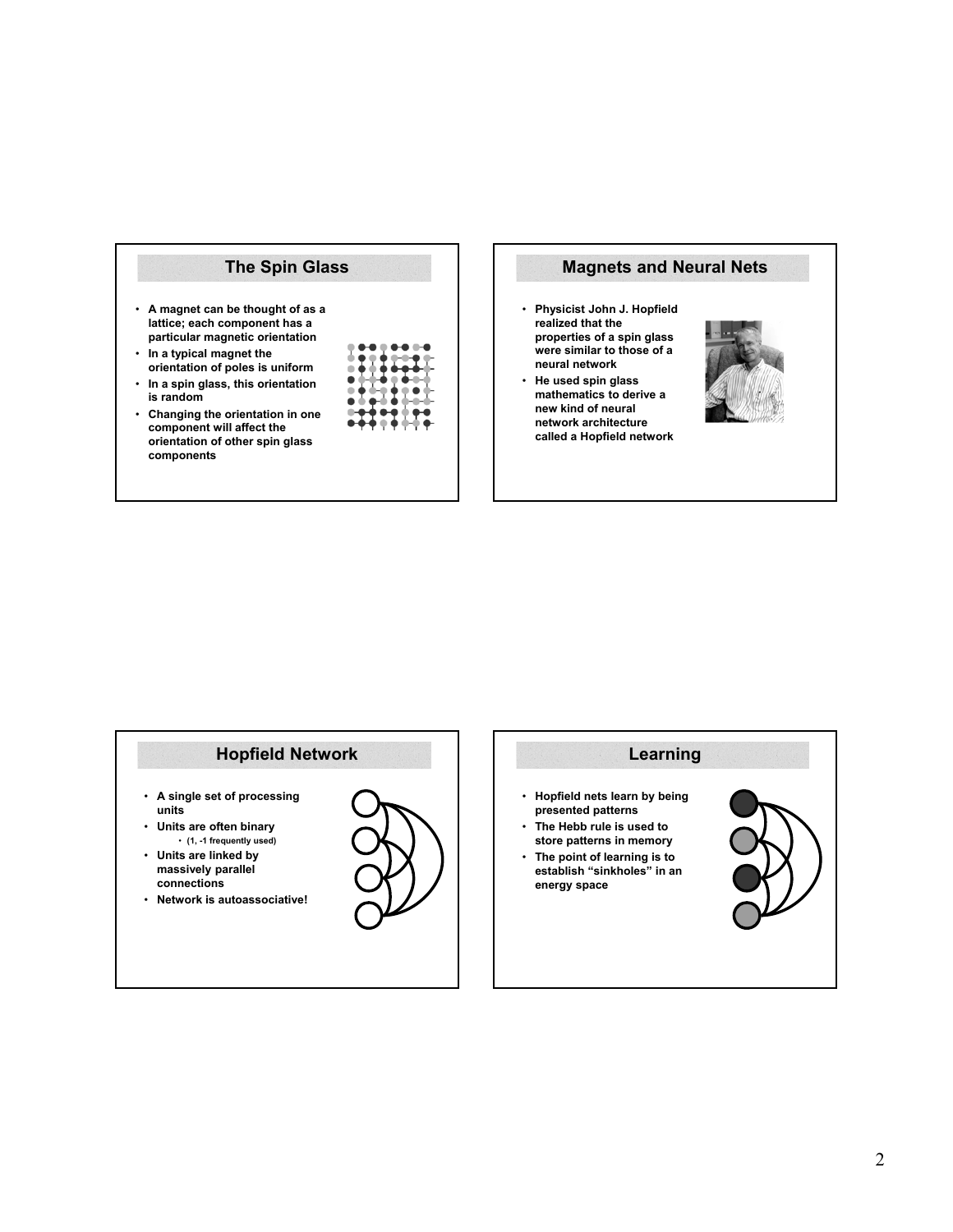## The Spin Glass

- A magnet can be thought of as a lattice; each component has a particular magnetic orientation
- In a typical magnet the orientation of poles is uniform
- In a spin glass, this orientation is random
- Changing the orientation in one component will affect the orientation of other spin glass components

## Magnets and Neural Nets

- Physicist John J. Hopfield realized that the properties of a spin glass were similar to those of a neural network
- He used spin glass mathematics to derive a new kind of neural network architecture called a Hopfield network

## Hopfield Network

- A single set of processing units
- Units are often binary
  - (1, -1 frequently used)
- Units are linked by massively parallel connections
- Network is autoassociative!

## Learning

- Hopfield nets learn by being presented patterns
- The Hebb rule is used to store patterns in memory
- The point of learning is to establish "sinkholes" in an energy space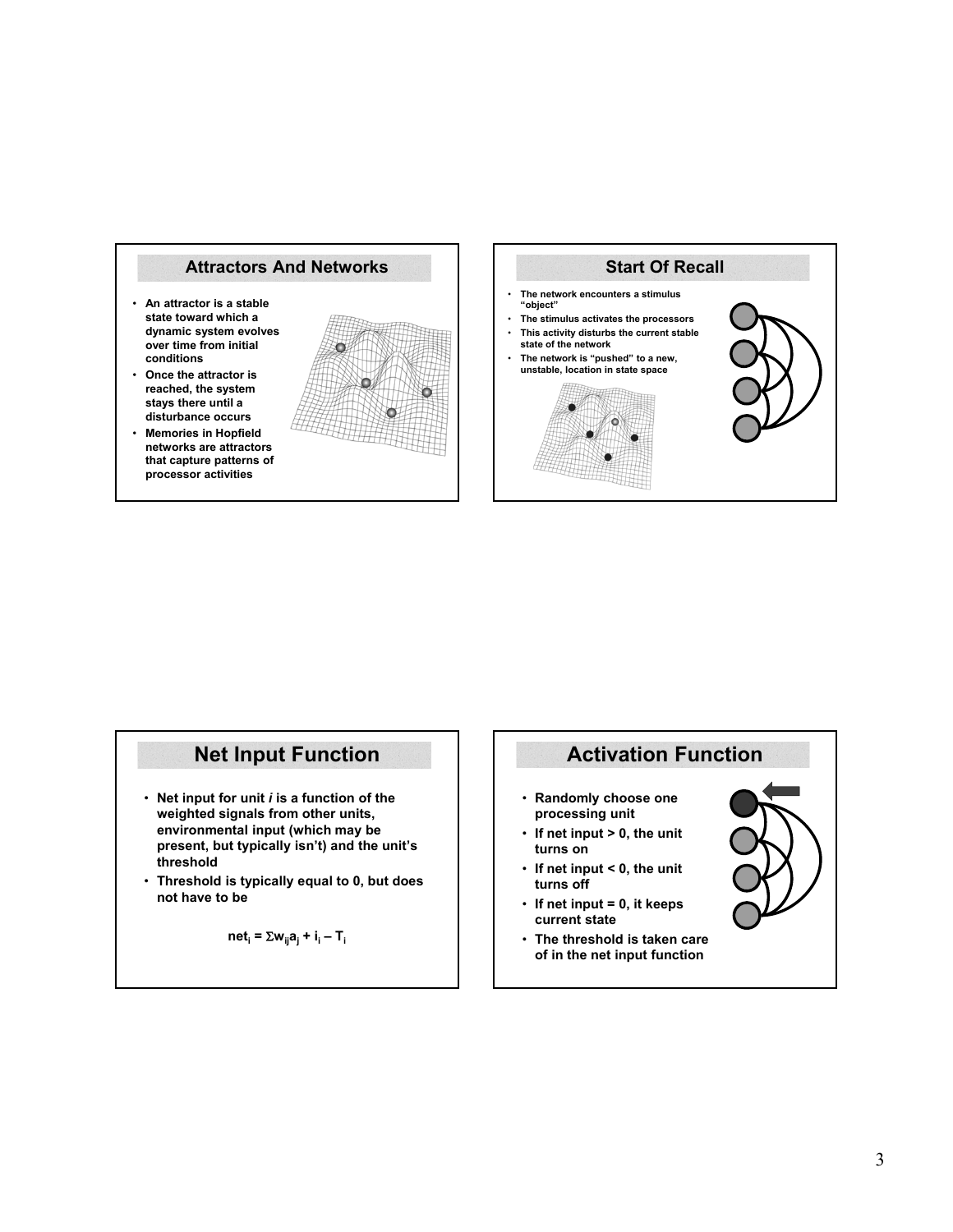## Attractors And Networks

- An attractor is a stable state toward which a dynamic system evolves over time from initial conditions
- Once the attractor is reached, the system stays there until a disturbance occurs
- Memories in Hopfield networks are attractors that capture patterns of processor activities

## Start Of Recall

- The network encounters a stimulus "object"
- The stimulus activates the processors
- This activity disturbs the current stable state of the network
- The network is "pushed" to a new, unstable, location in state space

## Net Input Function

- Net input for unit *i* is a function of the weighted signals from other units, environmental input (which may be present, but typically isn't) and the unit's threshold
- Threshold is typically equal to 0, but does not have to be

$$net_i = \Sigma w_{ij} a_j + i_i - T_i$$

## Activation Function

- Randomly choose one processing unit
- If net input > 0, the unit turns on
- If net input < 0, the unit turns off
- If net input = 0, it keeps current state
- The threshold is taken care of in the net input function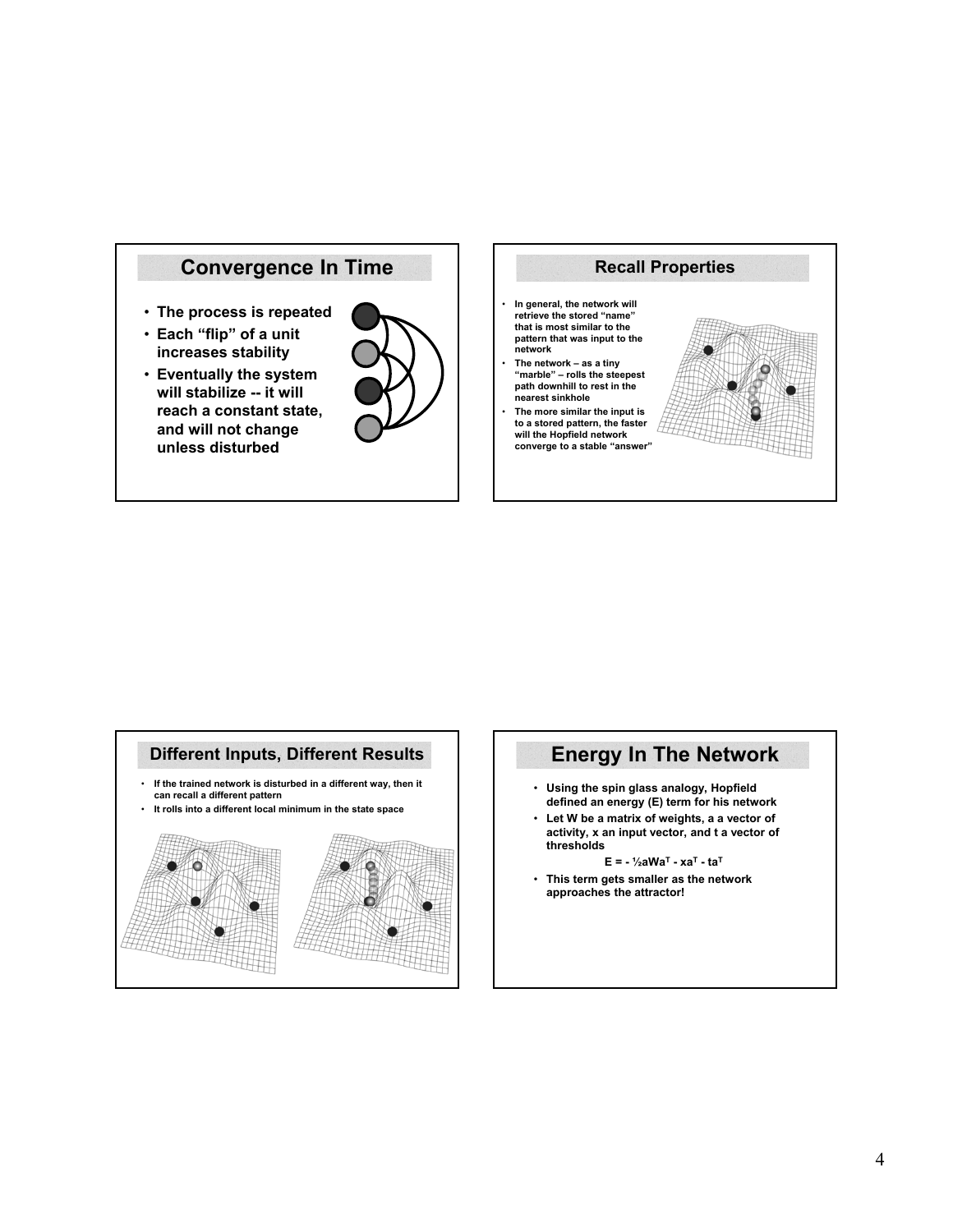## Convergence In Time

- The process is repeated
- Each "flip" of a unit increases stability
- Eventually the system will stabilize -- it will reach a constant state, and will not change unless disturbed

## Recall Properties

- In general, the network will retrieve the stored "name" that is most similar to the pattern that was input to the network
- The network – as a tiny "marble" – rolls the steepest path downhill to rest in the nearest sinkhole
- The more similar the input is to a stored pattern, the faster will the Hopfield network converge to a stable "answer"

## Different Inputs, Different Results

- If the trained network is disturbed in a different way, then it can recall a different pattern
- It rolls into a different local minimum in the state space

## Energy In The Network

- Using the spin glass analogy, Hopfield defined an energy (E) term for his network
- Let W be a matrix of weights, a a vector of activity, x an input vector, and t a vector of thresholds

$$E = -\frac{1}{2}aWa^T - xa^T - ta^T$$

- This term gets smaller as the network approaches the attractor!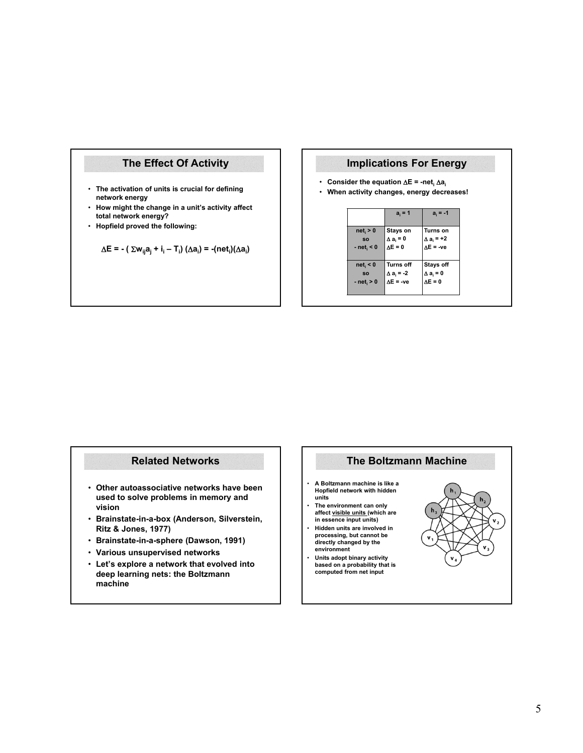## The Effect Of Activity

- The activation of units is crucial for defining network energy
- How might the change in a unit's activity affect total network energy?
- Hopfield proved the following:

$$\Delta E = -\left(\sum w_{ij}a_j + i_i - T_i\right)(\Delta a_i) = -(net_i)(\Delta a_i)$$

## Implications For Energy

- Consider the equation $\Delta E = -net_i \, \Delta a_i$
- When activity changes, energy decreases!

| | $a_i = 1$ | $a_i = -1$ |
|---|---|---|
| $net_i > 0$ so $-net_i < 0$ | Stays on $\Delta a_i = 0$ $\Delta E = 0$ | Turns on $\Delta a_i = +2$ $\Delta E = -ve$ |
| $net_i < 0$ so $-net_i > 0$ | Turns off $\Delta a_i = -2$ $\Delta E = -ve$ | Stays off $\Delta a_i = 0$ $\Delta E = 0$ |

## Related Networks

- Other autoassociative networks have been used to solve problems in memory and vision
- Brainstate-in-a-box (Anderson, Silverstein, Ritz & Jones, 1977)
- Brainstate-in-a-sphere (Dawson, 1991)
- Various unsupervised networks
- Let's explore a network that evolved into deep learning nets: the Boltzmann machine

## The Boltzmann Machine

- A Boltzmann machine is like a Hopfield network with hidden units
- The environment can only affect visible units (which are in essence input units)
- Hidden units are involved in processing, but cannot be directly changed by the environment
- Units adopt binary activity based on a probability that is computed from net input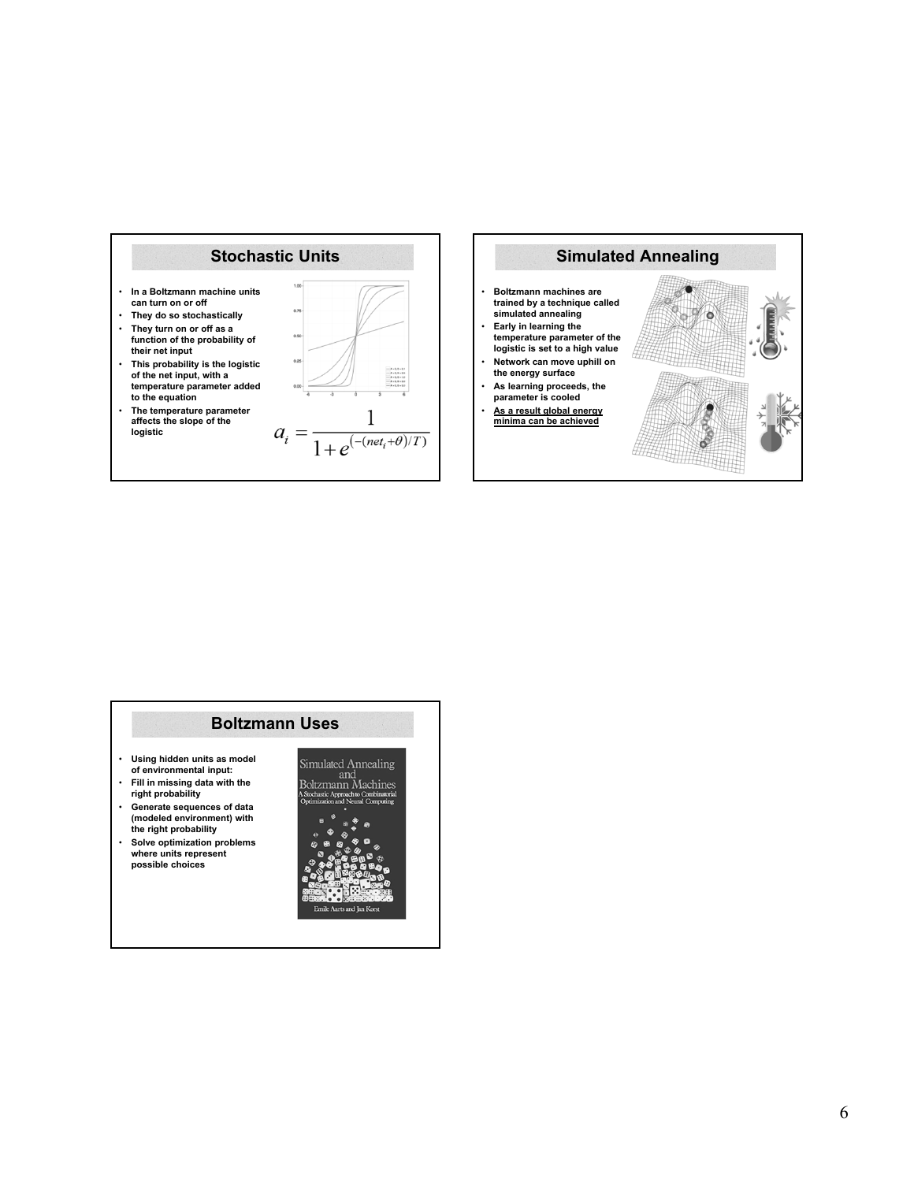## Stochastic Units

- In a Boltzmann machine units can turn on or off
- They do so stochastically
- They turn on or off as a function of the probability of their net input
- This probability is the logistic of the net input, with a temperature parameter added to the equation
- The temperature parameter affects the slope of the logistic

1.00

0.75

0.50

0.25

0.00

$$a_i = \frac{1}{1+e^{(-(net_i+\theta)/T)}}$$

## Simulated Annealing

- Boltzmann machines are trained by a technique called simulated annealing
- Early in learning the temperature parameter of the logistic is set to a high value
- Network can move uphill on the energy surface
- As learning proceeds, the parameter is cooled
- <u>As a result global energy minima can be achieved</u>

## Boltzmann Uses

- Using hidden units as model of environmental input:
- Fill in missing data with the right probability
- Generate sequences of data (modeled environment) with the right probability
- Solve optimization problems where units represent possible choices

Simulated Annealing and Boltzmann Machines

A Stochastic Approach to Combinatorial Optimization and Neural Computing

Emile Aarts and Jan Korst